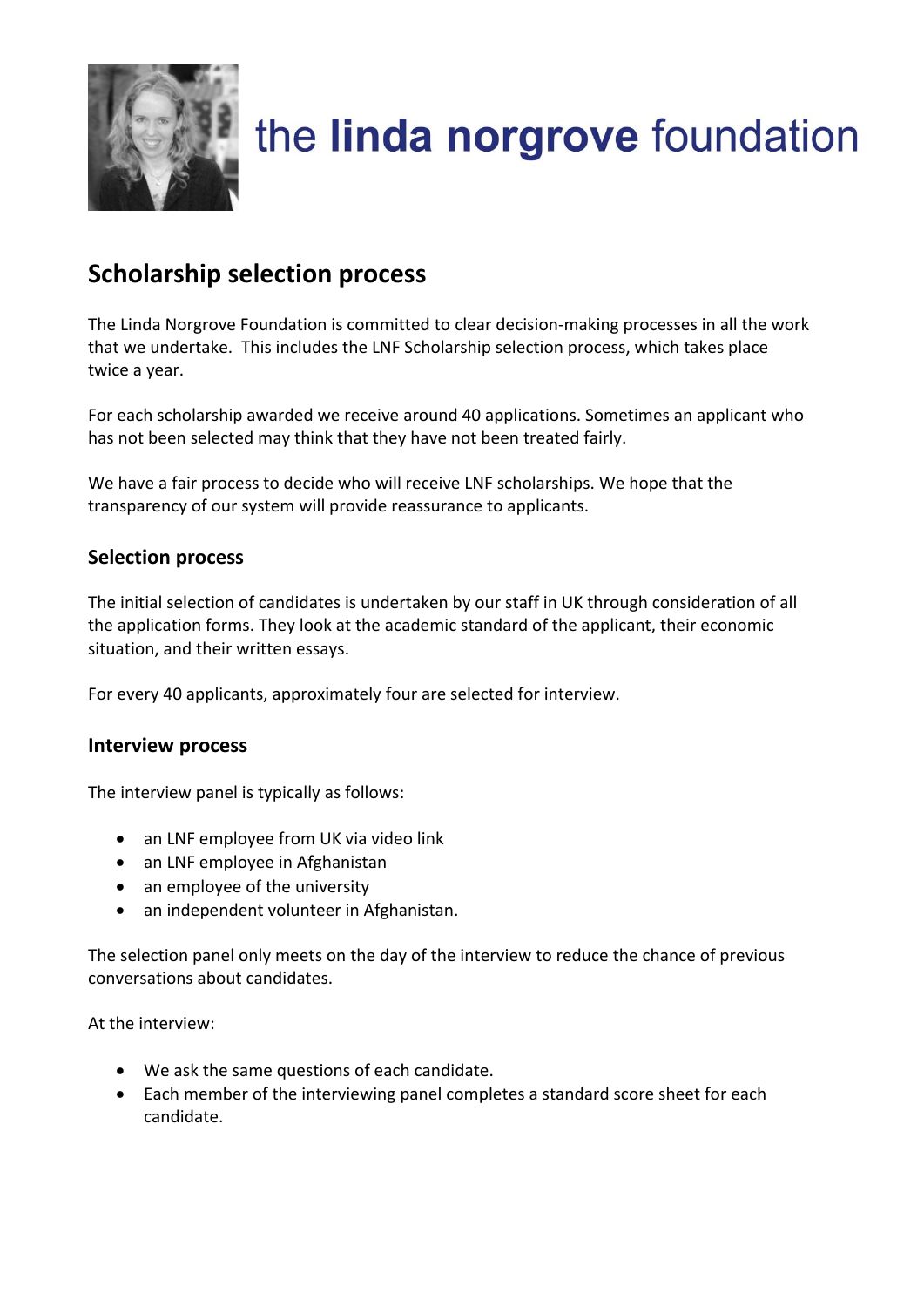# the linda norgrove foundation

## Scholarship selection process

The Linda Norgrove Foundation is committed to clear decision-making processes in all the work that we undertake. This includes the LNF Scholarship selection process, which takes place twice a year.

For each scholarship awarded we receive around 40 applications. Sometimes an applicant who has not been selected may think that they have not been treated fairly.

We have a fair process to decide who will receive LNF scholarships. We hope that the transparency of our system will provide reassurance to applicants.

### Selection process

The initial selection of candidates is undertaken by our staff in UK through consideration of all the application forms. They look at the academic standard of the applicant, their economic situation, and their written essays.

For every 40 applicants, approximately four are selected for interview.

### Interview process

The interview panel is typically as follows:

- an LNF employee from UK via video link
- an LNF employee in Afghanistan
- an employee of the university
- an independent volunteer in Afghanistan.

The selection panel only meets on the day of the interview to reduce the chance of previous conversations about candidates.

At the interview:

- We ask the same questions of each candidate.
- Each member of the interviewing panel completes a standard score sheet for each candidate.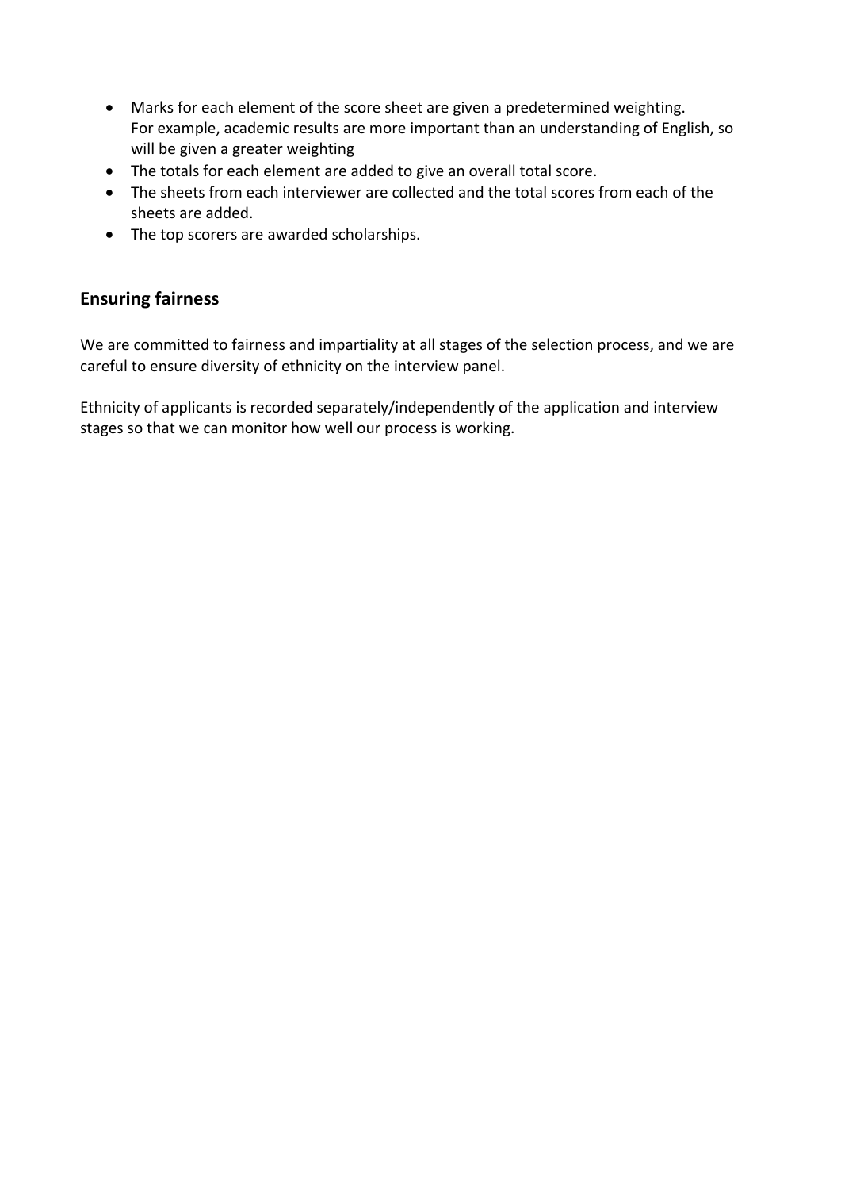- Marks for each element of the score sheet are given a predetermined weighting. For example, academic results are more important than an understanding of English, so will be given a greater weighting
- The totals for each element are added to give an overall total score.
- The sheets from each interviewer are collected and the total scores from each of the sheets are added.
- The top scorers are awarded scholarships.

## Ensuring fairness

We are committed to fairness and impartiality at all stages of the selection process, and we are careful to ensure diversity of ethnicity on the interview panel.

Ethnicity of applicants is recorded separately/independently of the application and interview stages so that we can monitor how well our process is working.